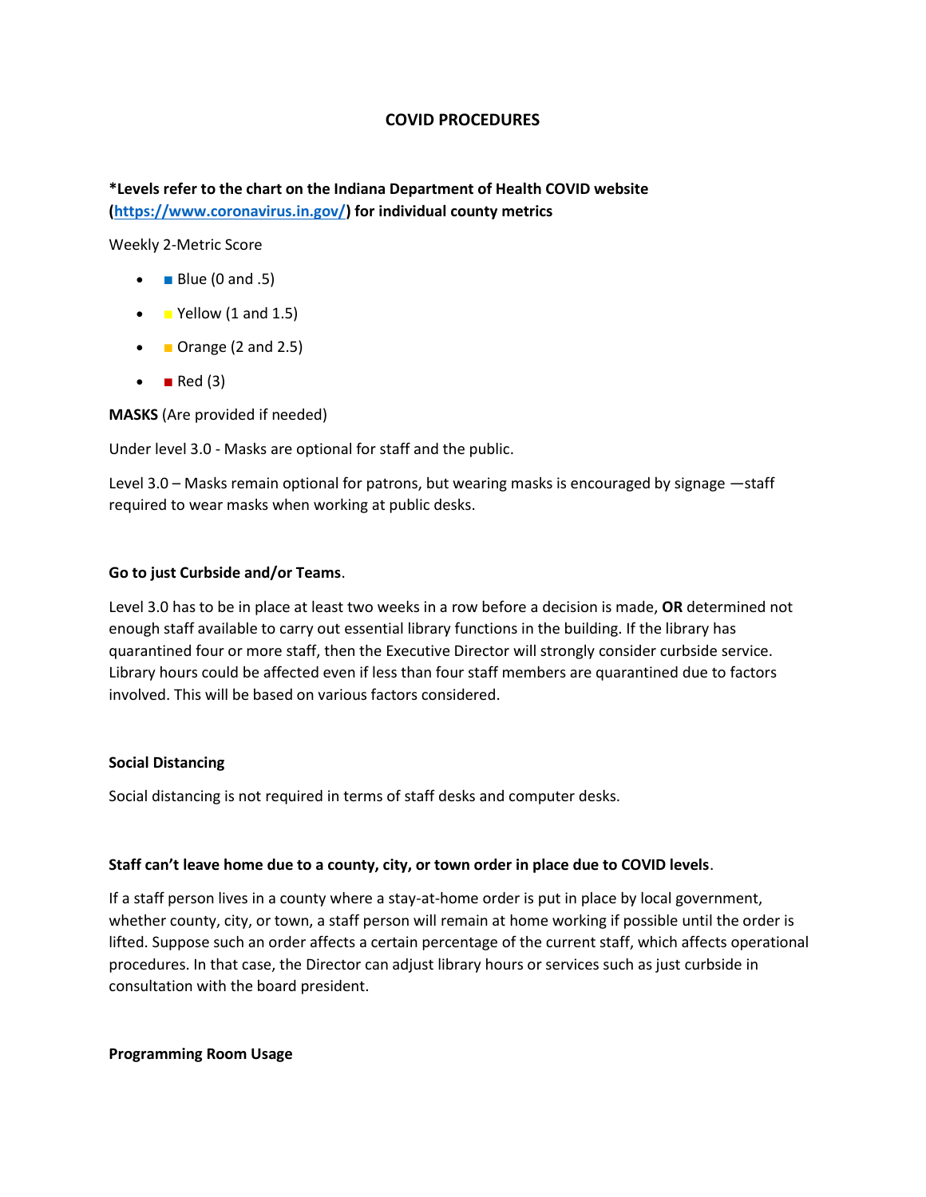# COVID PROCEDURES

**\*Levels refer to the chart on the Indiana Department of Health COVID website ([https://www.coronavirus.in.gov/](https://www.coronavirus.in.gov/)) for individual county metrics**

Weekly 2-Metric Score

- ■ Blue (0 and .5)
- ■ Yellow (1 and 1.5)
- ■ Orange (2 and 2.5)
- ■ Red (3)

**MASKS** (Are provided if needed)

Under level 3.0 - Masks are optional for staff and the public.

Level 3.0 – Masks remain optional for patrons, but wearing masks is encouraged by signage —staff required to wear masks when working at public desks.

**Go to just Curbside and/or Teams**.

Level 3.0 has to be in place at least two weeks in a row before a decision is made, **OR** determined not enough staff available to carry out essential library functions in the building. If the library has quarantined four or more staff, then the Executive Director will strongly consider curbside service. Library hours could be affected even if less than four staff members are quarantined due to factors involved. This will be based on various factors considered.

**Social Distancing**

Social distancing is not required in terms of staff desks and computer desks.

**Staff can't leave home due to a county, city, or town order in place due to COVID levels**.

If a staff person lives in a county where a stay-at-home order is put in place by local government, whether county, city, or town, a staff person will remain at home working if possible until the order is lifted. Suppose such an order affects a certain percentage of the current staff, which affects operational procedures. In that case, the Director can adjust library hours or services such as just curbside in consultation with the board president.

**Programming Room Usage**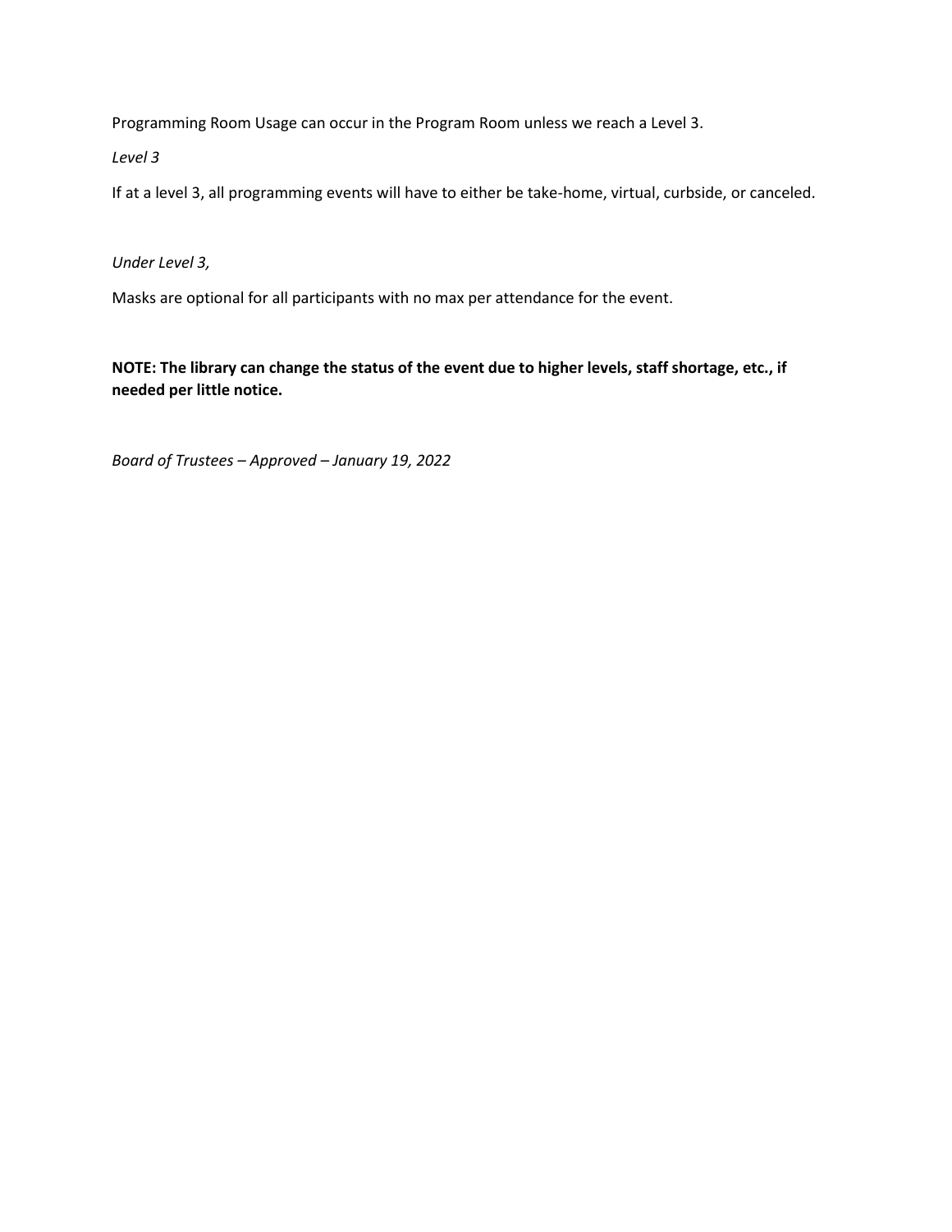Programming Room Usage can occur in the Program Room unless we reach a Level 3.

*Level 3*

If at a level 3, all programming events will have to either be take-home, virtual, curbside, or canceled.

*Under Level 3,*

Masks are optional for all participants with no max per attendance for the event.

**NOTE: The library can change the status of the event due to higher levels, staff shortage, etc., if needed per little notice.**

*Board of Trustees – Approved – January 19, 2022*